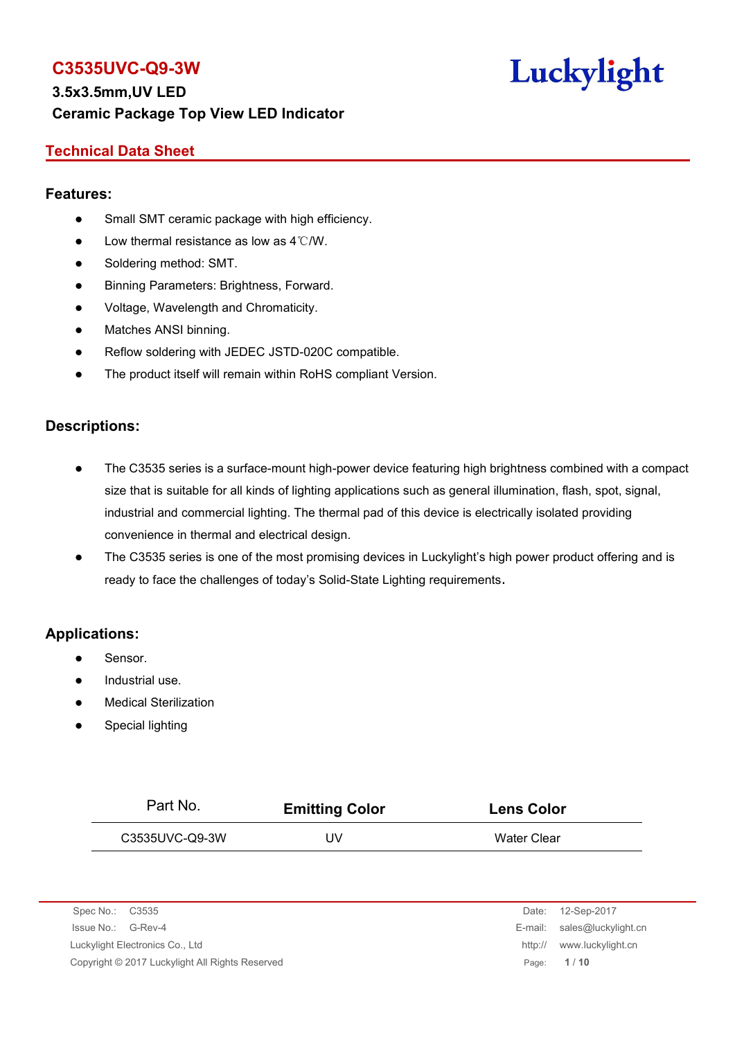# C3535UVC-Q9-3W

**3.5x3.5mm,UV LED**

**Ceramic Package Top View LED Indicator**

Luckylight

## Technical Data Sheet

### Features:

- Small SMT ceramic package with high efficiency.
- Low thermal resistance as low as 4℃/W.
- Soldering method: SMT.
- Binning Parameters: Brightness, Forward.
- Voltage, Wavelength and Chromaticity.
- Matches ANSI binning.
- Reflow soldering with JEDEC JSTD-020C compatible.
- The product itself will remain within RoHS compliant Version.

### Descriptions:

- The C3535 series is a surface-mount high-power device featuring high brightness combined with a compact size that is suitable for all kinds of lighting applications such as general illumination, flash, spot, signal, industrial and commercial lighting. The thermal pad of this device is electrically isolated providing convenience in thermal and electrical design.
- The C3535 series is one of the most promising devices in Luckylight's high power product offering and is ready to face the challenges of today's Solid-State Lighting requirements.

### Applications:

- Sensor.
- Industrial use.
- Medical Sterilization
- Special lighting

| Part No. | Emitting Color | Lens Color |
|---|---|---|
| C3535UVC-Q9-3W | UV | Water Clear |

Spec No.: C3535
Issue No.: G-Rev-4
Luckylight Electronics Co., Ltd
Copyright © 2017 Luckylight All Rights Reserved

Date: 12-Sep-2017
E-mail: sales@luckylight.cn
http:// www.luckylight.cn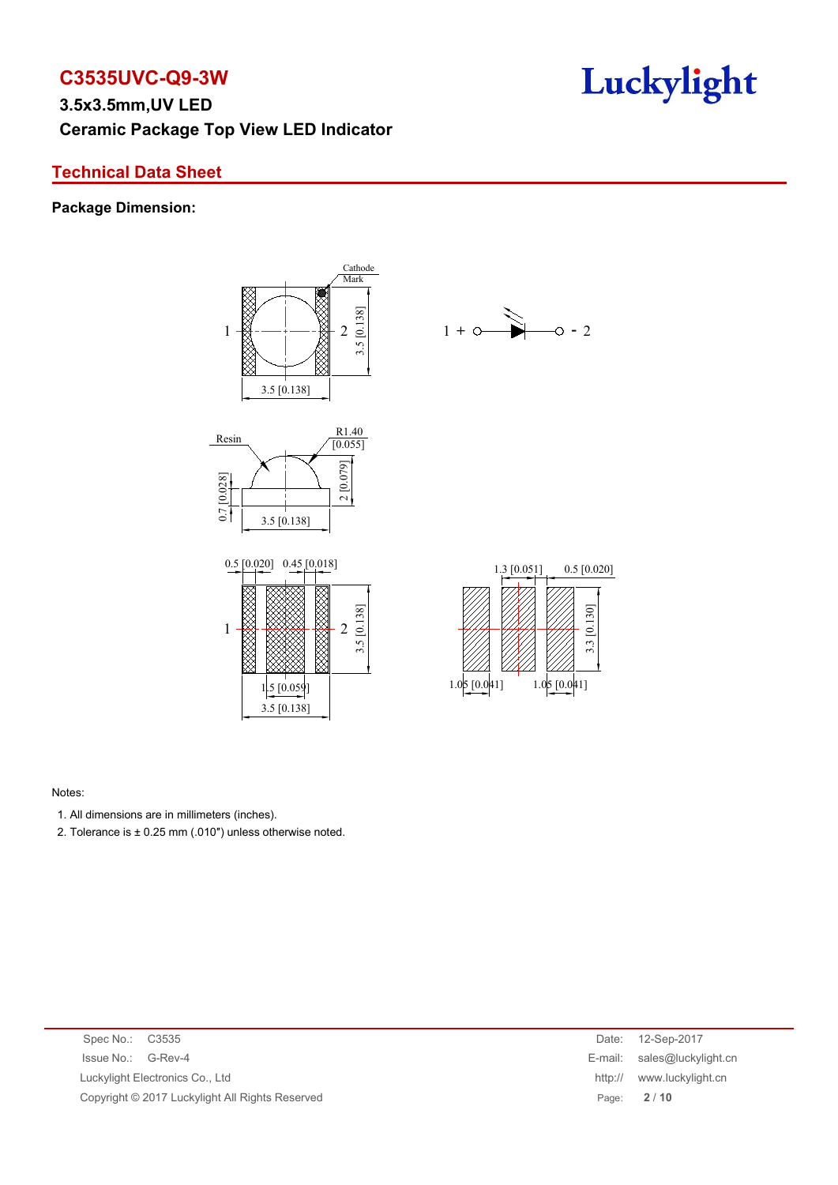# C3535UVC-Q9-3W

**3.5x3.5mm,UV LED**

**Ceramic Package Top View LED Indicator**

## Technical Data Sheet

**Package Dimension:**

Cathode Mark

1 2 3.5 [0.138]

3.5 [0.138]

1 + - 2

Resin R1.40 [0.055]

0.7 [0.028] 2 [0.079]

3.5 [0.138]

0.5 [0.020] 0.45 [0.018]

1 2 3.5 [0.138]

1.5 [0.059]

3.5 [0.138]

1.3 [0.051] 0.5 [0.020]

3.3 [0.130]

1.05 [0.041] 1.05 [0.041]

Notes:

1. All dimensions are in millimeters (inches).
2. Tolerance is ± 0.25 mm (.010″) unless otherwise noted.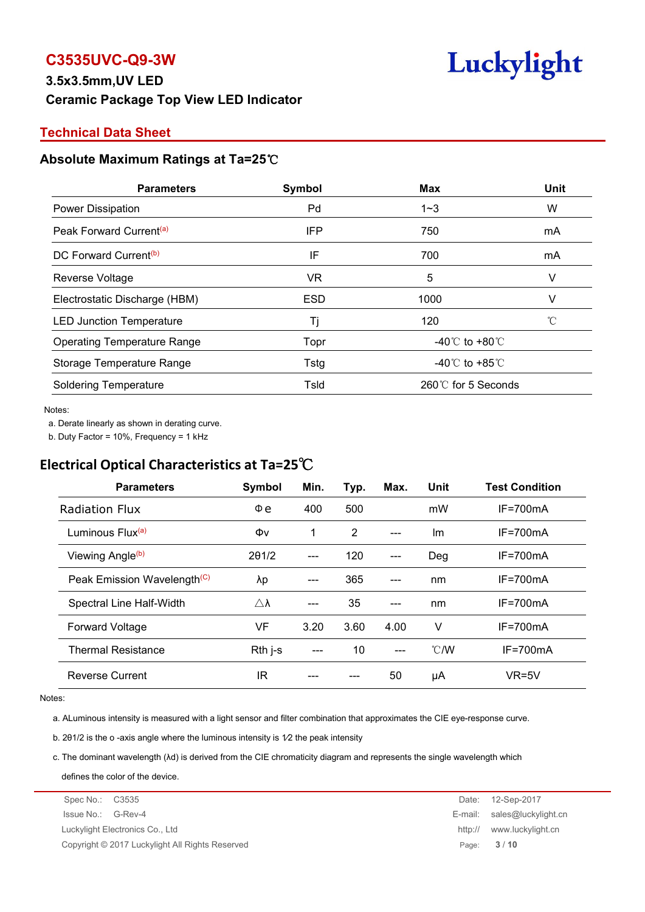# C3535UVC-Q9-3W

**3.5x3.5mm,UV LED**

**Ceramic Package Top View LED Indicator**

## Technical Data Sheet

### Absolute Maximum Ratings at Ta=25℃

| Parameters | Symbol | Max | Unit |
|---|---|---|---|
| Power Dissipation | Pd | 1~3 | W |
| Peak Forward Current[a] | IFP | 750 | mA |
| DC Forward Current[b] | IF | 700 | mA |
| Reverse Voltage | VR | 5 | V |
| Electrostatic Discharge (HBM) | ESD | 1000 | V |
| LED Junction Temperature | Tj | 120 | ℃ |
| Operating Temperature Range | Topr | -40℃ to +80℃ | |
| Storage Temperature Range | Tstg | -40℃ to +85℃ | |
| Soldering Temperature | Tsld | 260℃ for 5 Seconds | |

Notes:

a. Derate linearly as shown in derating curve.

b. Duty Factor = 10%, Frequency = 1 kHz

### Electrical Optical Characteristics at Ta=25℃

| Parameters | Symbol | Min. | Typ. | Max. | Unit | Test Condition |
|---|---|---|---|---|---|---|
| Radiation Flux | Φe | 400 | 500 | | mW | IF=700mA |
| Luminous Flux[a] | Φv | 1 | 2 | --- | lm | IF=700mA |
| Viewing Angle[b] | 2θ1/2 | --- | 120 | --- | Deg | IF=700mA |
| Peak Emission Wavelength[C] | λp | --- | 365 | --- | nm | IF=700mA |
| Spectral Line Half-Width | △λ | --- | 35 | --- | nm | IF=700mA |
| Forward Voltage | VF | 3.20 | 3.60 | 4.00 | V | IF=700mA |
| Thermal Resistance | Rth j-s | --- | 10 | --- | ℃/W | IF=700mA |
| Reverse Current | IR | --- | --- | 50 | μA | VR=5V |

Notes:

a. ALuminous intensity is measured with a light sensor and filter combination that approximates the CIE eye-response curve.

b. 2θ1/2 is the o -axis angle where the luminous intensity is 1⁄2 the peak intensity

c. The dominant wavelength (λd) is derived from the CIE chromaticity diagram and represents the single wavelength which defines the color of the device.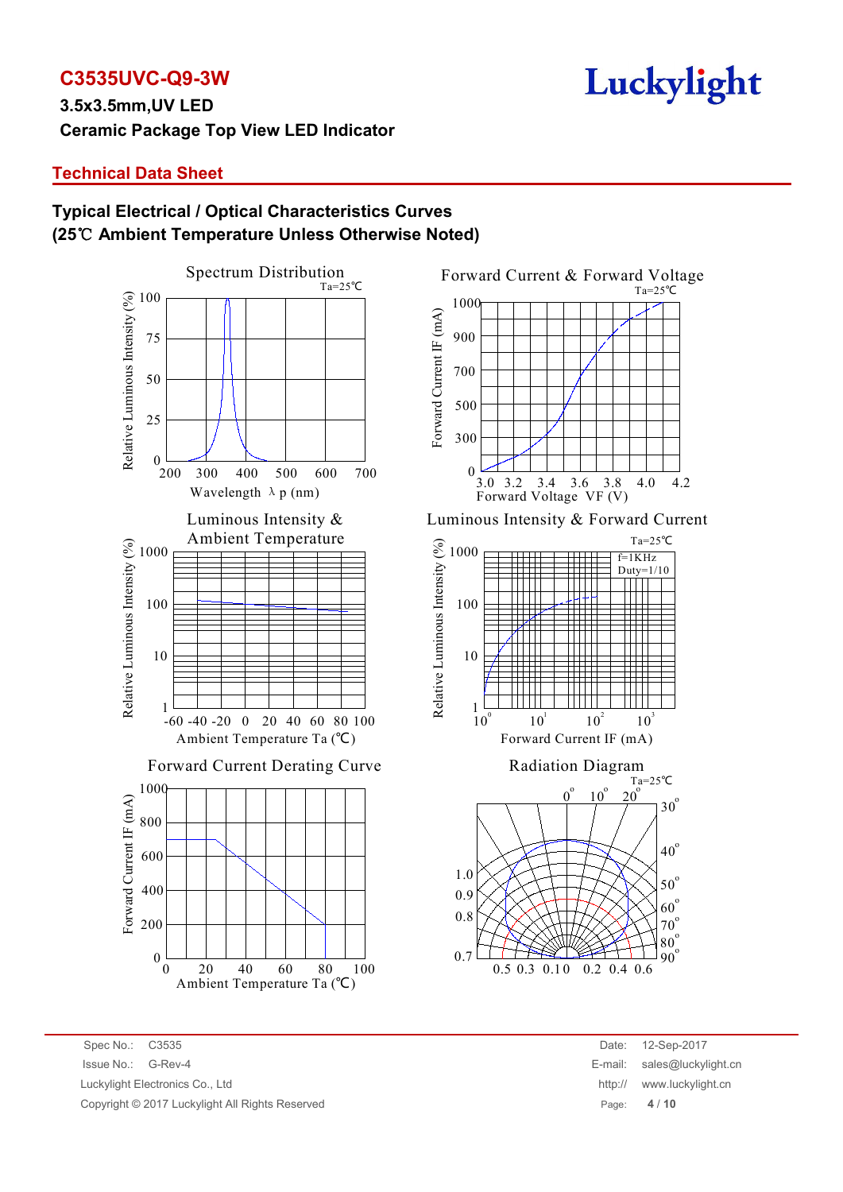# C3535UVC-Q9-3W

**3.5x3.5mm,UV LED**

**Ceramic Package Top View LED Indicator**

## Technical Data Sheet

### Typical Electrical / Optical Characteristics Curves
### (25℃ Ambient Temperature Unless Otherwise Noted)

Spectrum Distribution
Ta=25℃
Relative Luminous Intensity (%)
100
75
50
25
0
200 300 400 500 600 700
Wavelength λ p (nm)

Forward Current & Forward Voltage
Ta=25℃
Forward Current IF (mA)
1000
900
700
500
300
0
3.0 3.2 3.4 3.6 3.8 4.0 4.2
Forward Voltage VF (V)

Luminous Intensity & Ambient Temperature
Relative Luminous Intensity (%)
1000
100
10
1
-60 -40 -20 0 20 40 60 80 100
Ambient Temperature Ta (℃)

Luminous Intensity & Forward Current
Ta=25℃
f=1KHz
Duty=1/10
Relative Luminous Intensity (%)
1000
100
10
1
$10^0$ $10^1$ $10^2$ $10^3$
Forward Current IF (mA)

Forward Current Derating Curve
Forward Current IF (mA)
1000
800
600
400
200
0
0 20 40 60 80 100
Ambient Temperature Ta (℃)

Radiation Diagram
Ta=25℃
0° 10° 20° 30° 40° 50° 60° 70° 80° 90°
1.0
0.9
0.8
0.7
0.5 0.3 0.1 0 0.2 0.4 0.6

Spec No.: C3535
Issue No.: G-Rev-4
Luckylight Electronics Co., Ltd
Copyright © 2017 Luckylight All Rights Reserved

Date: 12-Sep-2017
E-mail: sales@luckylight.cn
http:// www.luckylight.cn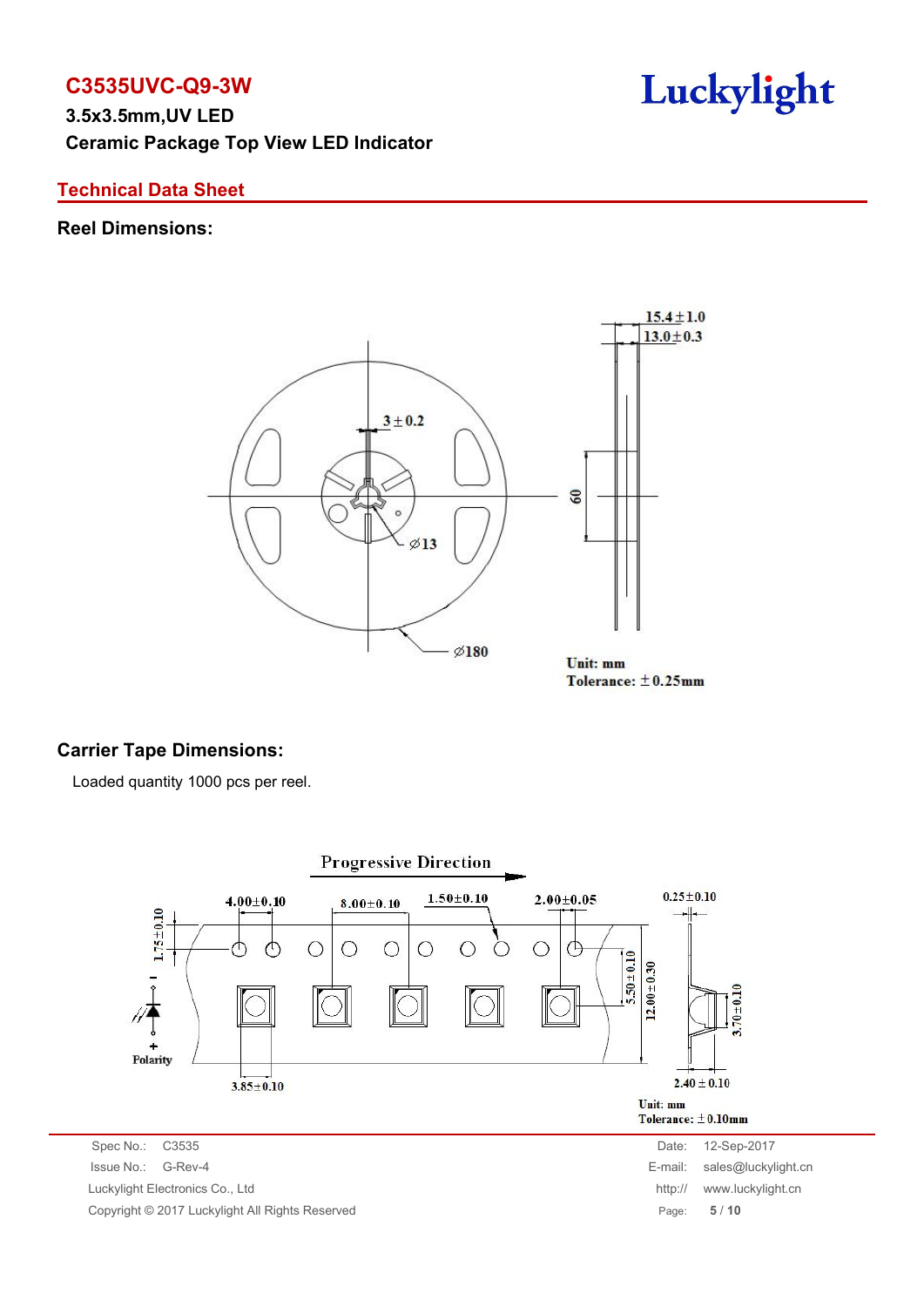# C3535UVC-Q9-3W

**3.5x3.5mm,UV LED**

**Ceramic Package Top View LED Indicator**

## Technical Data Sheet

### Reel Dimensions:

15.4±1.0

13.0±0.3

3±0.2

60

∅13

∅180

Unit: mm
Tolerance: ±0.25mm

### Carrier Tape Dimensions:

Loaded quantity 1000 pcs per reel.

Progressive Direction

4.00±0.10

8.00±0.10

1.50±0.10

2.00±0.05

0.25±0.10

1.75±0.10

5.50±0.10

12.00±0.30

3.70±0.10

Polarity

3.85±0.10

2.40±0.10

Unit: mm
Tolerance: ±0.10mm

Spec No.: C3535
Issue No.: G-Rev-4
Luckylight Electronics Co., Ltd
Copyright © 2017 Luckylight All Rights Reserved

Date: 12-Sep-2017
E-mail: sales@luckylight.cn
http:// www.luckylight.cn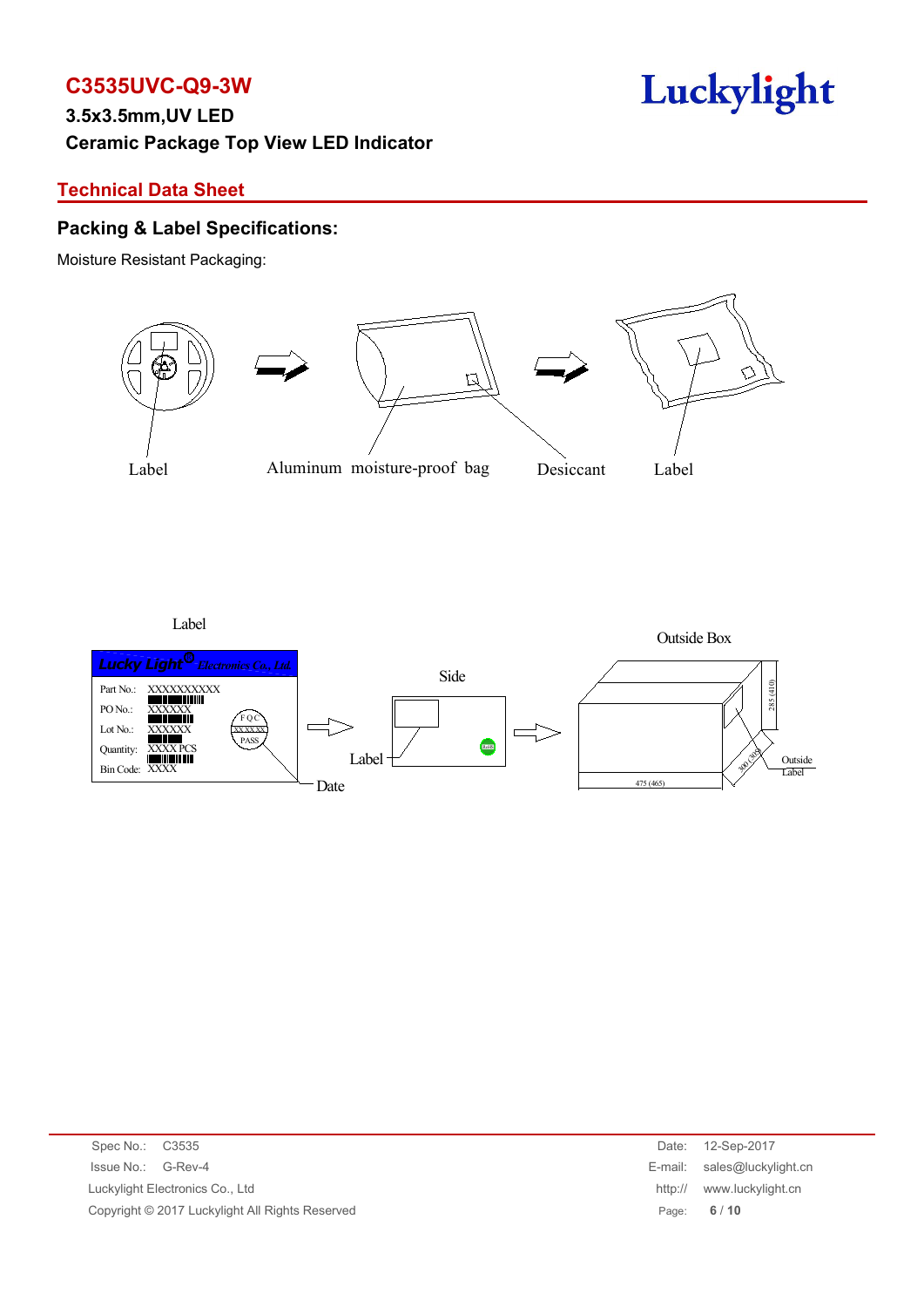# C3535UVC-Q9-3W

**3.5x3.5mm,UV LED**

**Ceramic Package Top View LED Indicator**

## Technical Data Sheet

### Packing & Label Specifications:

Moisture Resistant Packaging:

Label | Aluminum moisture-proof bag | Desiccant | Label

Label

Lucky Light Electronics Co., Ltd.

Part No.: XXXXXXXXXX

PO No.: XXXXXX

Lot No.: XXXXXX

Quantity: XXXX PCS

Bin Code: XXXX

FQC XXXXXX PASS

Date

Side

Label

Outside Box

285 (410)

300 (305)

475 (465)

Outside Label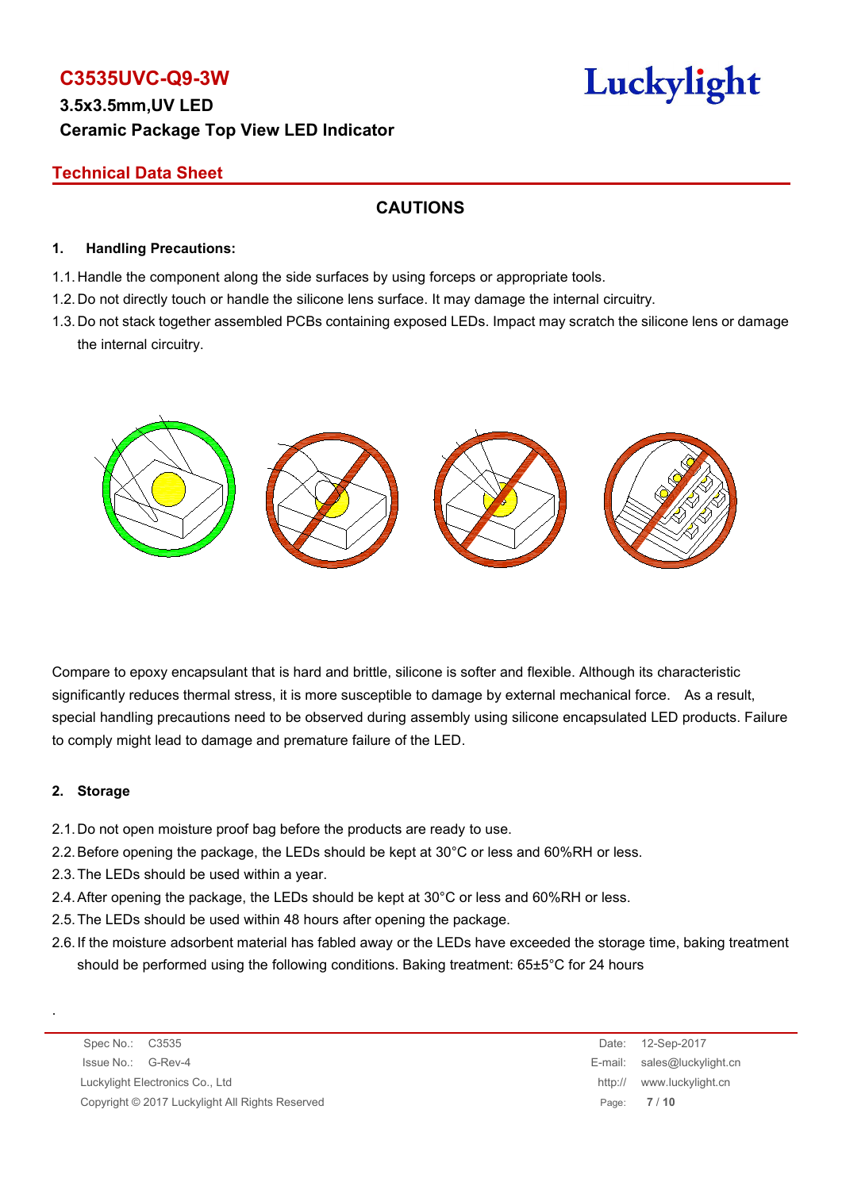## CAUTIONS

### 1. Handling Precautions:

1.1. Handle the component along the side surfaces by using forceps or appropriate tools.

1.2. Do not directly touch or handle the silicone lens surface. It may damage the internal circuitry.

1.3. Do not stack together assembled PCBs containing exposed LEDs. Impact may scratch the silicone lens or damage the internal circuitry.

Compare to epoxy encapsulant that is hard and brittle, silicone is softer and flexible. Although its characteristic significantly reduces thermal stress, it is more susceptible to damage by external mechanical force. As a result, special handling precautions need to be observed during assembly using silicone encapsulated LED products. Failure to comply might lead to damage and premature failure of the LED.

### 2. Storage

2.1. Do not open moisture proof bag before the products are ready to use.

2.2. Before opening the package, the LEDs should be kept at 30°C or less and 60%RH or less.

2.3. The LEDs should be used within a year.

2.4. After opening the package, the LEDs should be kept at 30°C or less and 60%RH or less.

2.5. The LEDs should be used within 48 hours after opening the package.

2.6. If the moisture adsorbent material has fabled away or the LEDs have exceeded the storage time, baking treatment should be performed using the following conditions. Baking treatment: 65±5°C for 24 hours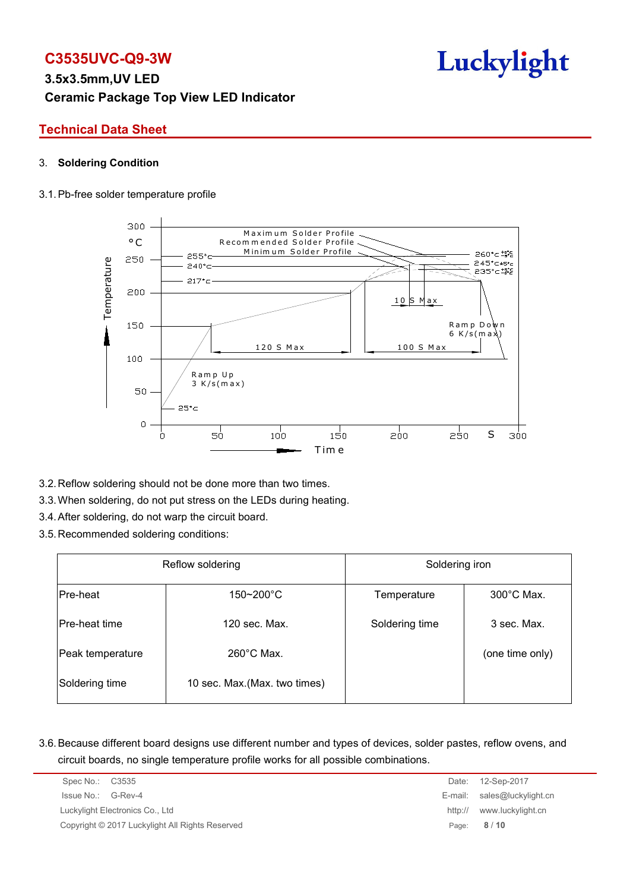## 3. Soldering Condition

3.1. Pb-free solder temperature profile

3.2. Reflow soldering should not be done more than two times.

3.3. When soldering, do not put stress on the LEDs during heating.

3.4. After soldering, do not warp the circuit board.

3.5. Recommended soldering conditions:

| Reflow soldering | | Soldering iron | |
|---|---|---|---|
| Pre-heat | 150~200°C | Temperature | 300°C Max. |
| Pre-heat time | 120 sec. Max. | Soldering time | 3 sec. Max. |
| Peak temperature | 260°C Max. | | (one time only) |
| Soldering time | 10 sec. Max.(Max. two times) | | |

3.6. Because different board designs use different number and types of devices, solder pastes, reflow ovens, and circuit boards, no single temperature profile works for all possible combinations.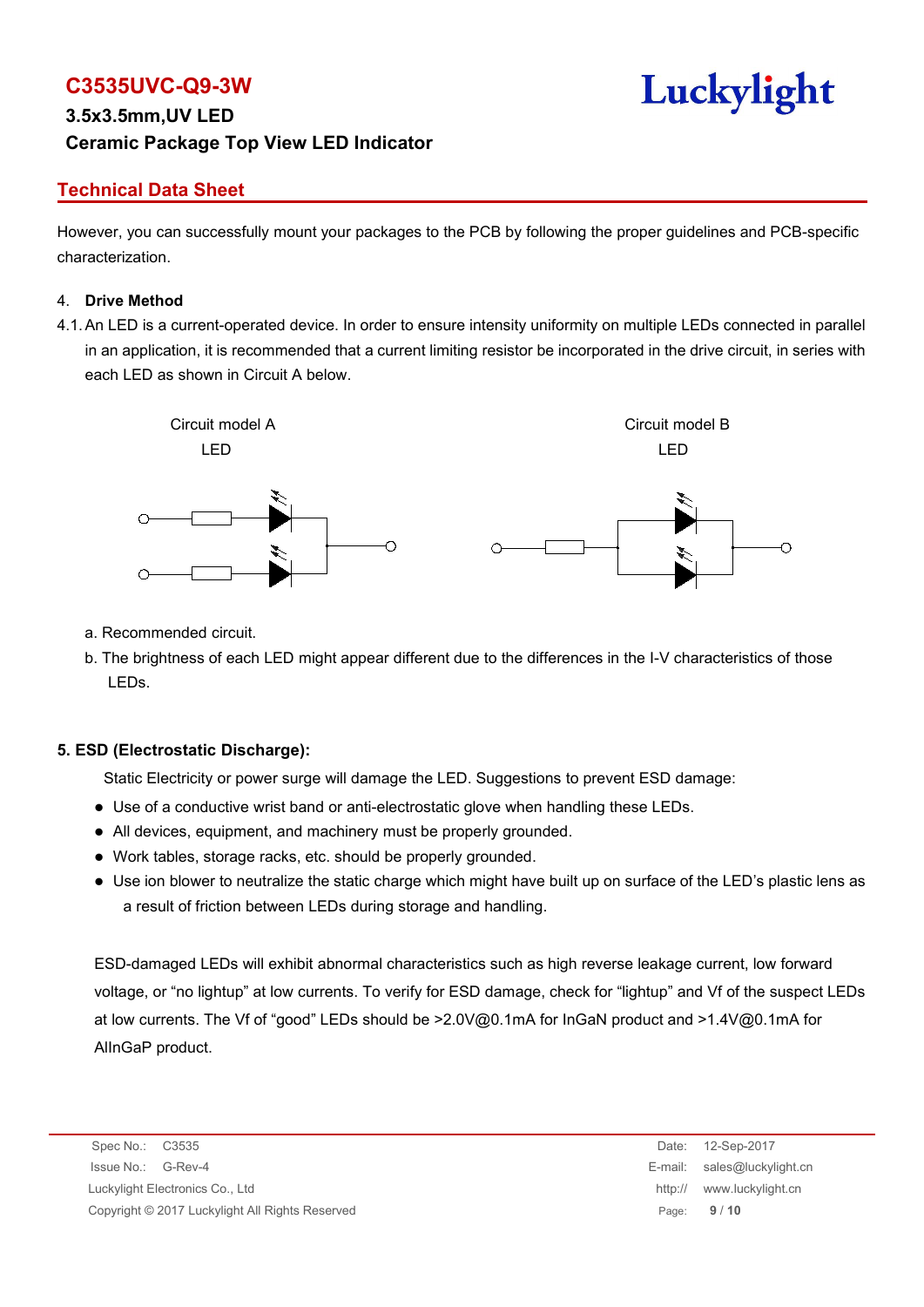However, you can successfully mount your packages to the PCB by following the proper guidelines and PCB-specific characterization.

4. **Drive Method**

4.1. An LED is a current-operated device. In order to ensure intensity uniformity on multiple LEDs connected in parallel in an application, it is recommended that a current limiting resistor be incorporated in the drive circuit, in series with each LED as shown in Circuit A below.

Circuit model A

LED

Circuit model B

LED

a. Recommended circuit.

b. The brightness of each LED might appear different due to the differences in the I-V characteristics of those LEDs.

**5. ESD (Electrostatic Discharge):**

Static Electricity or power surge will damage the LED. Suggestions to prevent ESD damage:

- Use of a conductive wrist band or anti-electrostatic glove when handling these LEDs.
- All devices, equipment, and machinery must be properly grounded.
- Work tables, storage racks, etc. should be properly grounded.
- Use ion blower to neutralize the static charge which might have built up on surface of the LED's plastic lens as a result of friction between LEDs during storage and handling.

ESD-damaged LEDs will exhibit abnormal characteristics such as high reverse leakage current, low forward voltage, or "no lightup" at low currents. To verify for ESD damage, check for "lightup" and Vf of the suspect LEDs at low currents. The Vf of "good" LEDs should be >2.0V@0.1mA for InGaN product and >1.4V@0.1mA for AlInGaP product.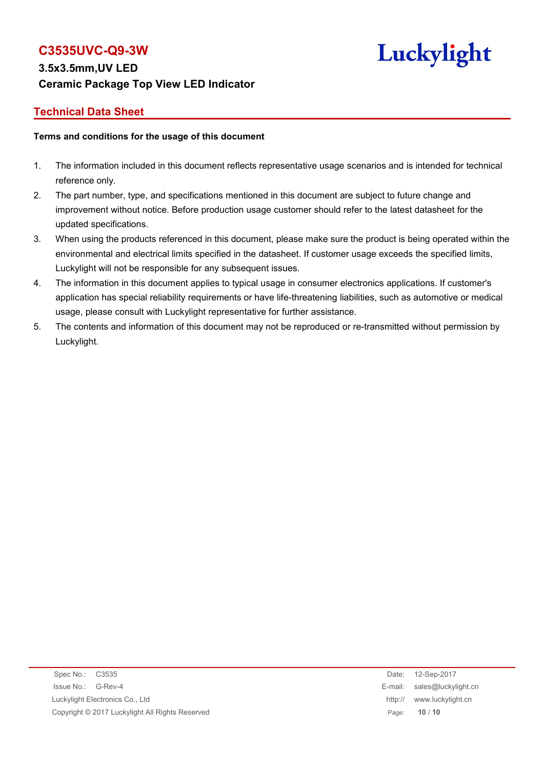## Technical Data Sheet

**Terms and conditions for the usage of this document**

1. The information included in this document reflects representative usage scenarios and is intended for technical reference only.
2. The part number, type, and specifications mentioned in this document are subject to future change and improvement without notice. Before production usage customer should refer to the latest datasheet for the updated specifications.
3. When using the products referenced in this document, please make sure the product is being operated within the environmental and electrical limits specified in the datasheet. If customer usage exceeds the specified limits, Luckylight will not be responsible for any subsequent issues.
4. The information in this document applies to typical usage in consumer electronics applications. If customer's application has special reliability requirements or have life-threatening liabilities, such as automotive or medical usage, please consult with Luckylight representative for further assistance.
5. The contents and information of this document may not be reproduced or re-transmitted without permission by Luckylight.